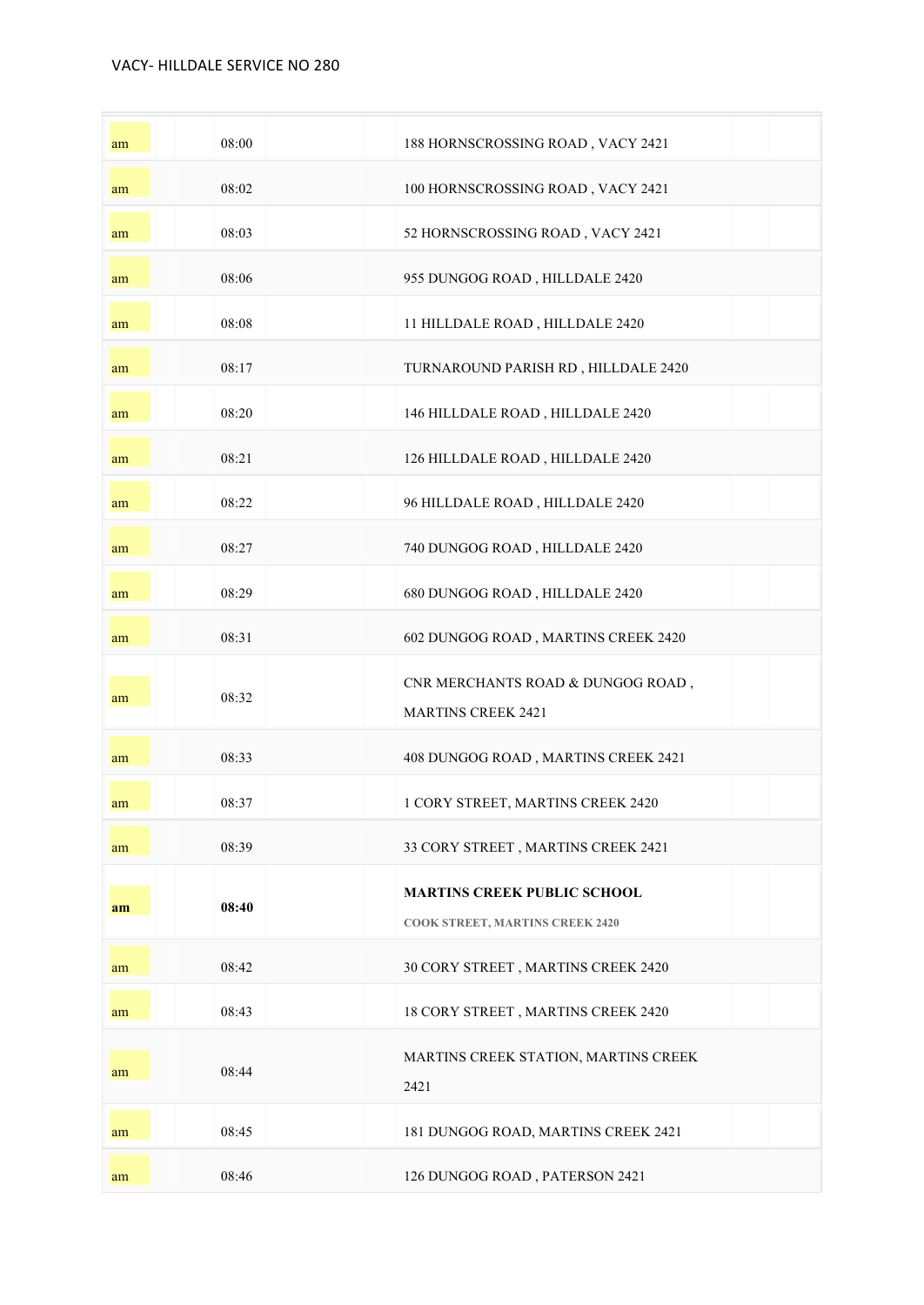VACY- HILLDALE SERVICE NO 280

| | | |
|---|---|---|
| am | 08:00 | 188 HORNSCROSSING ROAD , VACY 2421 |
| am | 08:02 | 100 HORNSCROSSING ROAD , VACY 2421 |
| am | 08:03 | 52 HORNSCROSSING ROAD , VACY 2421 |
| am | 08:06 | 955 DUNGOG ROAD , HILLDALE 2420 |
| am | 08:08 | 11 HILLDALE ROAD , HILLDALE 2420 |
| am | 08:17 | TURNAROUND PARISH RD , HILLDALE 2420 |
| am | 08:20 | 146 HILLDALE ROAD , HILLDALE 2420 |
| am | 08:21 | 126 HILLDALE ROAD , HILLDALE 2420 |
| am | 08:22 | 96 HILLDALE ROAD , HILLDALE 2420 |
| am | 08:27 | 740 DUNGOG ROAD , HILLDALE 2420 |
| am | 08:29 | 680 DUNGOG ROAD , HILLDALE 2420 |
| am | 08:31 | 602 DUNGOG ROAD , MARTINS CREEK 2420 |
| am | 08:32 | CNR MERCHANTS ROAD & DUNGOG ROAD , MARTINS CREEK 2421 |
| am | 08:33 | 408 DUNGOG ROAD , MARTINS CREEK 2421 |
| am | 08:37 | 1 CORY STREET, MARTINS CREEK 2420 |
| am | 08:39 | 33 CORY STREET , MARTINS CREEK 2421 |
| **am** | **08:40** | **MARTINS CREEK PUBLIC SCHOOL** COOK STREET, MARTINS CREEK 2420 |
| am | 08:42 | 30 CORY STREET , MARTINS CREEK 2420 |
| am | 08:43 | 18 CORY STREET , MARTINS CREEK 2420 |
| am | 08:44 | MARTINS CREEK STATION, MARTINS CREEK 2421 |
| am | 08:45 | 181 DUNGOG ROAD, MARTINS CREEK 2421 |
| am | 08:46 | 126 DUNGOG ROAD , PATERSON 2421 |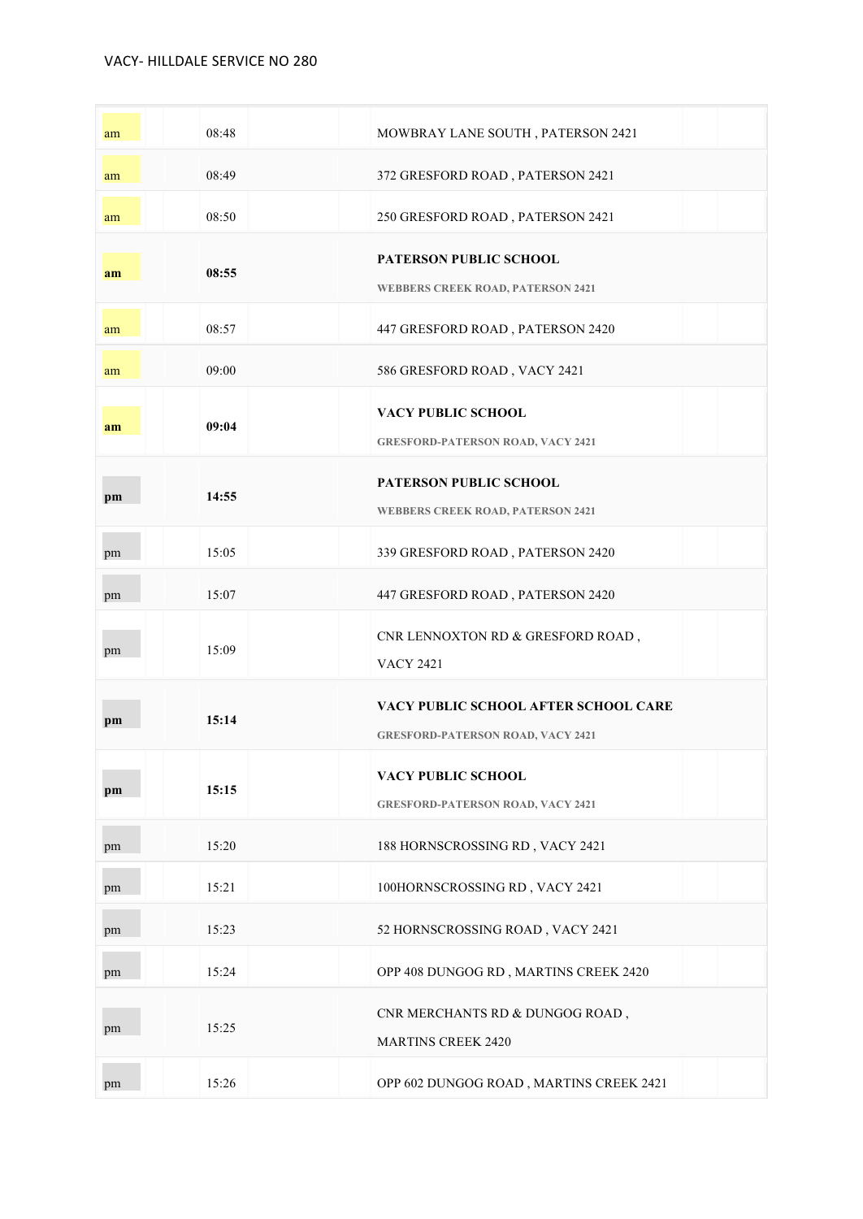VACY- HILLDALE SERVICE NO 280

| | | |
|---|---|---|
| am | 08:48 | MOWBRAY LANE SOUTH , PATERSON 2421 |
| am | 08:49 | 372 GRESFORD ROAD , PATERSON 2421 |
| am | 08:50 | 250 GRESFORD ROAD , PATERSON 2421 |
| **am** | **08:55** | **PATERSON PUBLIC SCHOOL**<br>**WEBBERS CREEK ROAD, PATERSON 2421** |
| am | 08:57 | 447 GRESFORD ROAD , PATERSON 2420 |
| am | 09:00 | 586 GRESFORD ROAD , VACY 2421 |
| **am** | **09:04** | **VACY PUBLIC SCHOOL**<br>**GRESFORD-PATERSON ROAD, VACY 2421** |
| **pm** | **14:55** | **PATERSON PUBLIC SCHOOL**<br>**WEBBERS CREEK ROAD, PATERSON 2421** |
| pm | 15:05 | 339 GRESFORD ROAD , PATERSON 2420 |
| pm | 15:07 | 447 GRESFORD ROAD , PATERSON 2420 |
| pm | 15:09 | CNR LENNOXTON RD & GRESFORD ROAD , VACY 2421 |
| **pm** | **15:14** | **VACY PUBLIC SCHOOL AFTER SCHOOL CARE**<br>**GRESFORD-PATERSON ROAD, VACY 2421** |
| **pm** | **15:15** | **VACY PUBLIC SCHOOL**<br>**GRESFORD-PATERSON ROAD, VACY 2421** |
| pm | 15:20 | 188 HORNSCROSSING RD , VACY 2421 |
| pm | 15:21 | 100HORNSCROSSING RD , VACY 2421 |
| pm | 15:23 | 52 HORNSCROSSING ROAD , VACY 2421 |
| pm | 15:24 | OPP 408 DUNGOG RD , MARTINS CREEK 2420 |
| pm | 15:25 | CNR MERCHANTS RD & DUNGOG ROAD , MARTINS CREEK 2420 |
| pm | 15:26 | OPP 602 DUNGOG ROAD , MARTINS CREEK 2421 |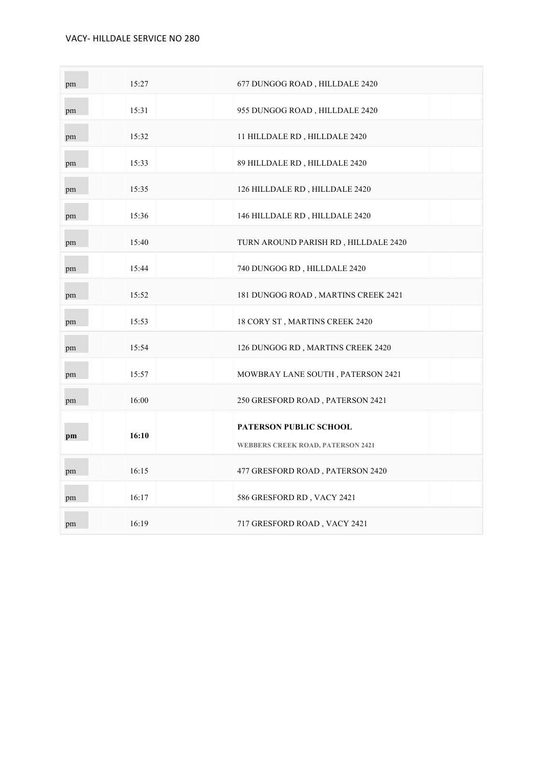| | | |
|---|---|---|
| pm | 15:27 | 677 DUNGOG ROAD , HILLDALE 2420 |
| pm | 15:31 | 955 DUNGOG ROAD , HILLDALE 2420 |
| pm | 15:32 | 11 HILLDALE RD , HILLDALE 2420 |
| pm | 15:33 | 89 HILLDALE RD , HILLDALE 2420 |
| pm | 15:35 | 126 HILLDALE RD , HILLDALE 2420 |
| pm | 15:36 | 146 HILLDALE RD , HILLDALE 2420 |
| pm | 15:40 | TURN AROUND PARISH RD , HILLDALE 2420 |
| pm | 15:44 | 740 DUNGOG RD , HILLDALE 2420 |
| pm | 15:52 | 181 DUNGOG ROAD , MARTINS CREEK 2421 |
| pm | 15:53 | 18 CORY ST , MARTINS CREEK 2420 |
| pm | 15:54 | 126 DUNGOG RD , MARTINS CREEK 2420 |
| pm | 15:57 | MOWBRAY LANE SOUTH , PATERSON 2421 |
| pm | 16:00 | 250 GRESFORD ROAD , PATERSON 2421 |
| **pm** | **16:10** | **PATERSON PUBLIC SCHOOL** WEBBERS CREEK ROAD, PATERSON 2421 |
| pm | 16:15 | 477 GRESFORD ROAD , PATERSON 2420 |
| pm | 16:17 | 586 GRESFORD RD , VACY 2421 |
| pm | 16:19 | 717 GRESFORD ROAD , VACY 2421 |